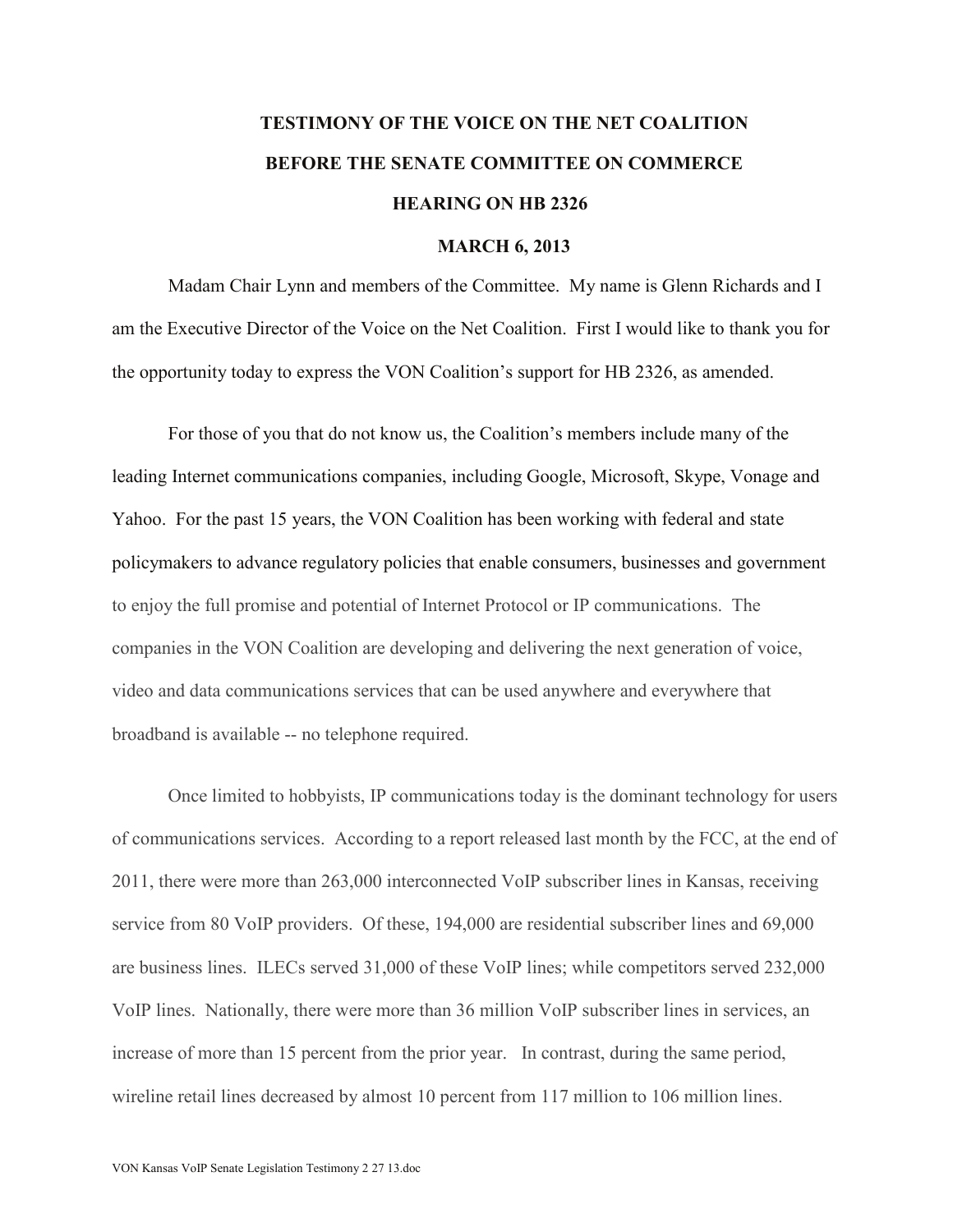# TESTIMONY OF THE VOICE ON THE NET COALITION

# BEFORE THE SENATE COMMITTEE ON COMMERCE

# HEARING ON HB 2326

# MARCH 6, 2013

Madam Chair Lynn and members of the Committee. My name is Glenn Richards and I am the Executive Director of the Voice on the Net Coalition. First I would like to thank you for the opportunity today to express the VON Coalition's support for HB 2326, as amended.

For those of you that do not know us, the Coalition's members include many of the leading Internet communications companies, including Google, Microsoft, Skype, Vonage and Yahoo. For the past 15 years, the VON Coalition has been working with federal and state policymakers to advance regulatory policies that enable consumers, businesses and government to enjoy the full promise and potential of Internet Protocol or IP communications. The companies in the VON Coalition are developing and delivering the next generation of voice, video and data communications services that can be used anywhere and everywhere that broadband is available -- no telephone required.

Once limited to hobbyists, IP communications today is the dominant technology for users of communications services. According to a report released last month by the FCC, at the end of 2011, there were more than 263,000 interconnected VoIP subscriber lines in Kansas, receiving service from 80 VoIP providers. Of these, 194,000 are residential subscriber lines and 69,000 are business lines. ILECs served 31,000 of these VoIP lines; while competitors served 232,000 VoIP lines. Nationally, there were more than 36 million VoIP subscriber lines in services, an increase of more than 15 percent from the prior year. In contrast, during the same period, wireline retail lines decreased by almost 10 percent from 117 million to 106 million lines.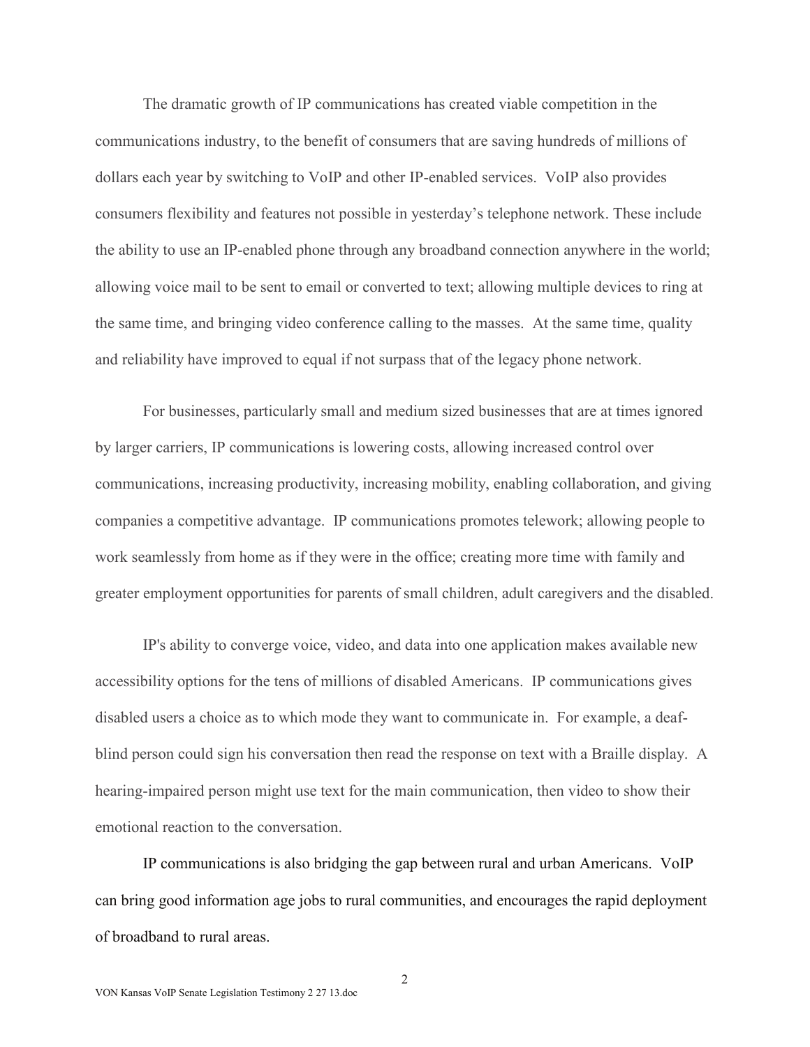The dramatic growth of IP communications has created viable competition in the communications industry, to the benefit of consumers that are saving hundreds of millions of dollars each year by switching to VoIP and other IP-enabled services. VoIP also provides consumers flexibility and features not possible in yesterday's telephone network. These include the ability to use an IP-enabled phone through any broadband connection anywhere in the world; allowing voice mail to be sent to email or converted to text; allowing multiple devices to ring at the same time, and bringing video conference calling to the masses. At the same time, quality and reliability have improved to equal if not surpass that of the legacy phone network.

For businesses, particularly small and medium sized businesses that are at times ignored by larger carriers, IP communications is lowering costs, allowing increased control over communications, increasing productivity, increasing mobility, enabling collaboration, and giving companies a competitive advantage. IP communications promotes telework; allowing people to work seamlessly from home as if they were in the office; creating more time with family and greater employment opportunities for parents of small children, adult caregivers and the disabled.

IP's ability to converge voice, video, and data into one application makes available new accessibility options for the tens of millions of disabled Americans. IP communications gives disabled users a choice as to which mode they want to communicate in. For example, a deaf-blind person could sign his conversation then read the response on text with a Braille display. A hearing-impaired person might use text for the main communication, then video to show their emotional reaction to the conversation.

IP communications is also bridging the gap between rural and urban Americans. VoIP can bring good information age jobs to rural communities, and encourages the rapid deployment of broadband to rural areas.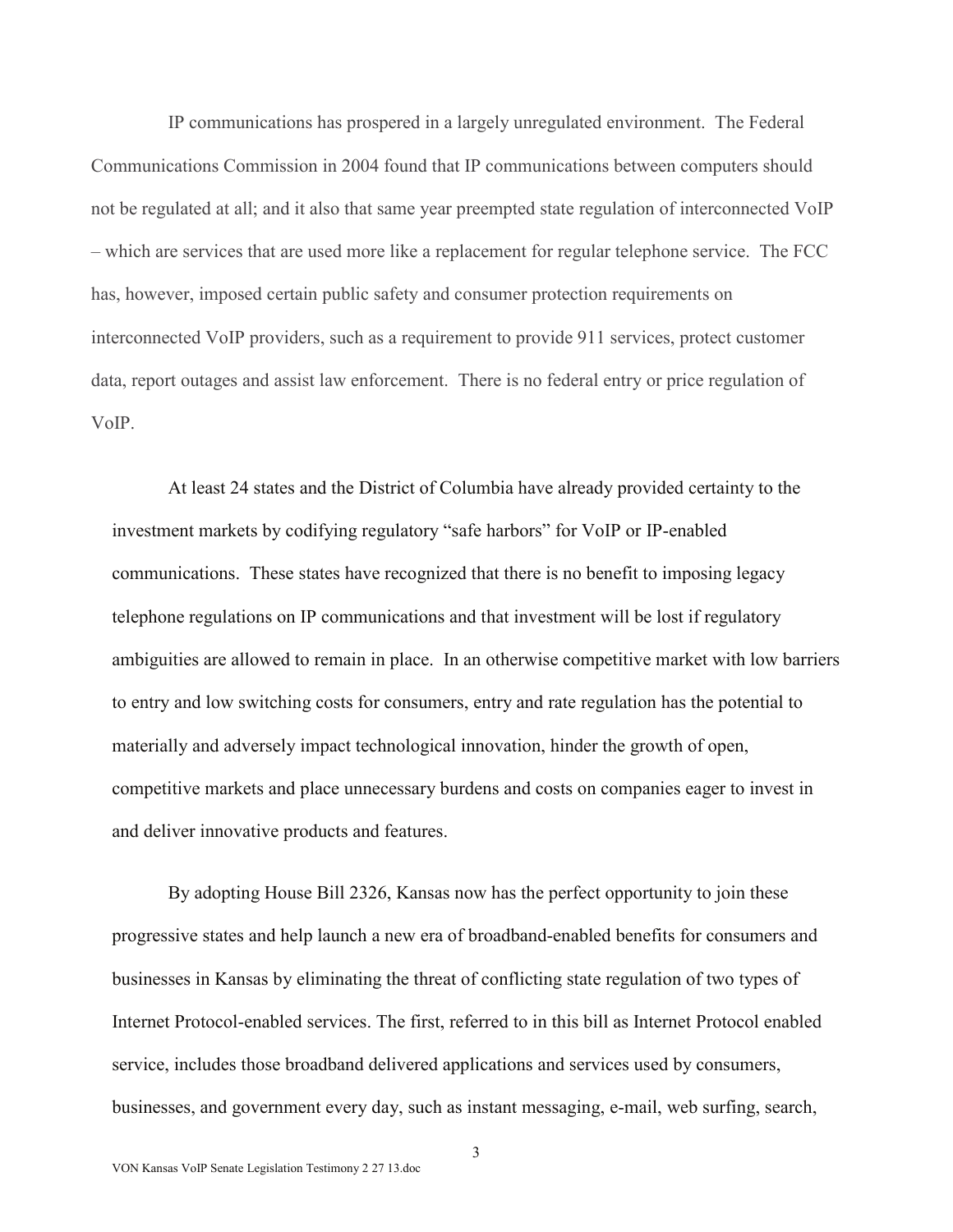IP communications has prospered in a largely unregulated environment. The Federal Communications Commission in 2004 found that IP communications between computers should not be regulated at all; and it also that same year preempted state regulation of interconnected VoIP – which are services that are used more like a replacement for regular telephone service. The FCC has, however, imposed certain public safety and consumer protection requirements on interconnected VoIP providers, such as a requirement to provide 911 services, protect customer data, report outages and assist law enforcement. There is no federal entry or price regulation of VoIP.

At least 24 states and the District of Columbia have already provided certainty to the investment markets by codifying regulatory "safe harbors" for VoIP or IP-enabled communications. These states have recognized that there is no benefit to imposing legacy telephone regulations on IP communications and that investment will be lost if regulatory ambiguities are allowed to remain in place. In an otherwise competitive market with low barriers to entry and low switching costs for consumers, entry and rate regulation has the potential to materially and adversely impact technological innovation, hinder the growth of open, competitive markets and place unnecessary burdens and costs on companies eager to invest in and deliver innovative products and features.

By adopting House Bill 2326, Kansas now has the perfect opportunity to join these progressive states and help launch a new era of broadband-enabled benefits for consumers and businesses in Kansas by eliminating the threat of conflicting state regulation of two types of Internet Protocol-enabled services. The first, referred to in this bill as Internet Protocol enabled service, includes those broadband delivered applications and services used by consumers, businesses, and government every day, such as instant messaging, e-mail, web surfing, search,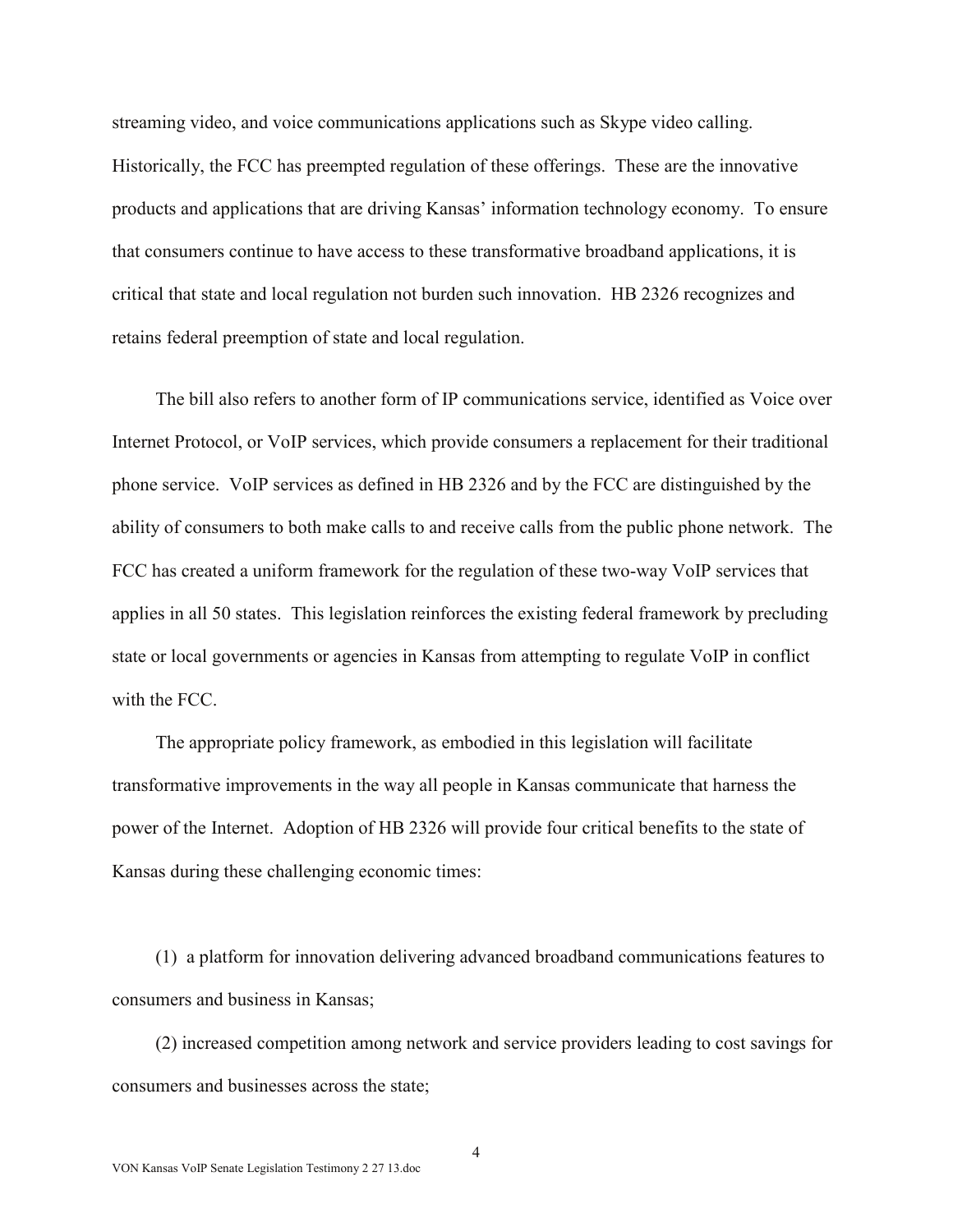streaming video, and voice communications applications such as Skype video calling. Historically, the FCC has preempted regulation of these offerings. These are the innovative products and applications that are driving Kansas' information technology economy. To ensure that consumers continue to have access to these transformative broadband applications, it is critical that state and local regulation not burden such innovation. HB 2326 recognizes and retains federal preemption of state and local regulation.

The bill also refers to another form of IP communications service, identified as Voice over Internet Protocol, or VoIP services, which provide consumers a replacement for their traditional phone service. VoIP services as defined in HB 2326 and by the FCC are distinguished by the ability of consumers to both make calls to and receive calls from the public phone network. The FCC has created a uniform framework for the regulation of these two-way VoIP services that applies in all 50 states. This legislation reinforces the existing federal framework by precluding state or local governments or agencies in Kansas from attempting to regulate VoIP in conflict with the FCC.

The appropriate policy framework, as embodied in this legislation will facilitate transformative improvements in the way all people in Kansas communicate that harness the power of the Internet. Adoption of HB 2326 will provide four critical benefits to the state of Kansas during these challenging economic times:

(1) a platform for innovation delivering advanced broadband communications features to consumers and business in Kansas;

(2) increased competition among network and service providers leading to cost savings for consumers and businesses across the state;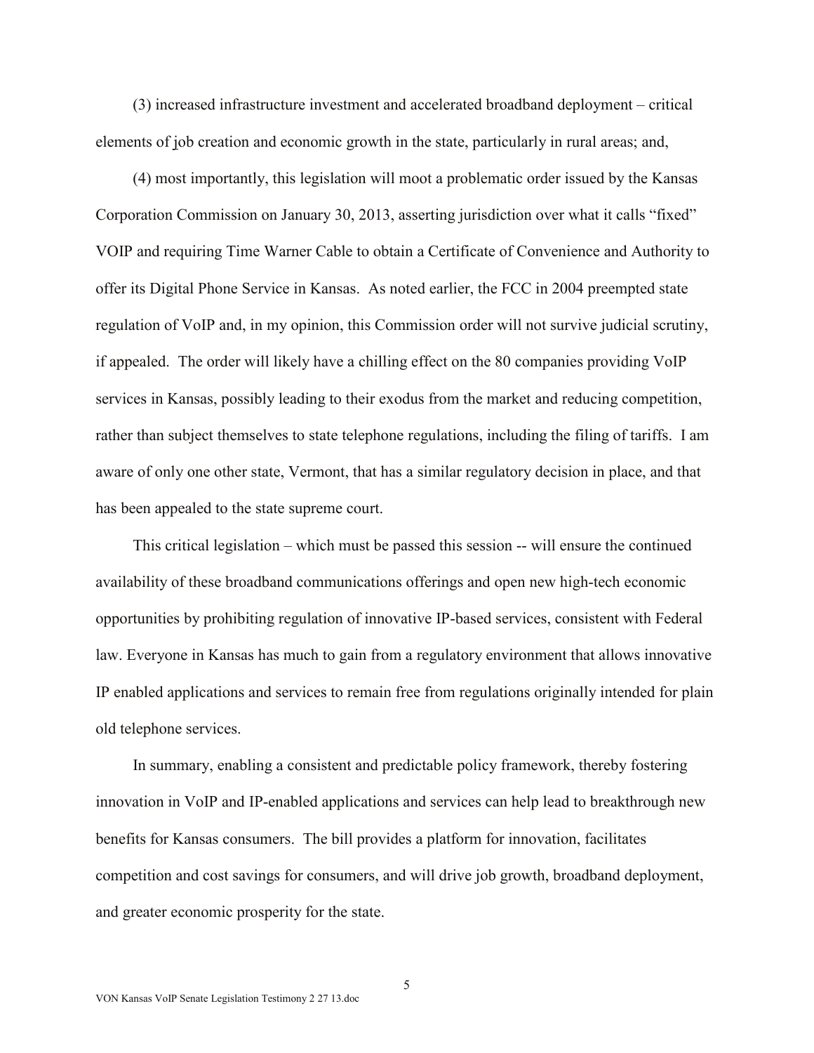(3) increased infrastructure investment and accelerated broadband deployment – critical elements of job creation and economic growth in the state, particularly in rural areas; and,

(4) most importantly, this legislation will moot a problematic order issued by the Kansas Corporation Commission on January 30, 2013, asserting jurisdiction over what it calls "fixed" VOIP and requiring Time Warner Cable to obtain a Certificate of Convenience and Authority to offer its Digital Phone Service in Kansas. As noted earlier, the FCC in 2004 preempted state regulation of VoIP and, in my opinion, this Commission order will not survive judicial scrutiny, if appealed. The order will likely have a chilling effect on the 80 companies providing VoIP services in Kansas, possibly leading to their exodus from the market and reducing competition, rather than subject themselves to state telephone regulations, including the filing of tariffs. I am aware of only one other state, Vermont, that has a similar regulatory decision in place, and that has been appealed to the state supreme court.

This critical legislation – which must be passed this session -- will ensure the continued availability of these broadband communications offerings and open new high-tech economic opportunities by prohibiting regulation of innovative IP-based services, consistent with Federal law. Everyone in Kansas has much to gain from a regulatory environment that allows innovative IP enabled applications and services to remain free from regulations originally intended for plain old telephone services.

In summary, enabling a consistent and predictable policy framework, thereby fostering innovation in VoIP and IP-enabled applications and services can help lead to breakthrough new benefits for Kansas consumers. The bill provides a platform for innovation, facilitates competition and cost savings for consumers, and will drive job growth, broadband deployment, and greater economic prosperity for the state.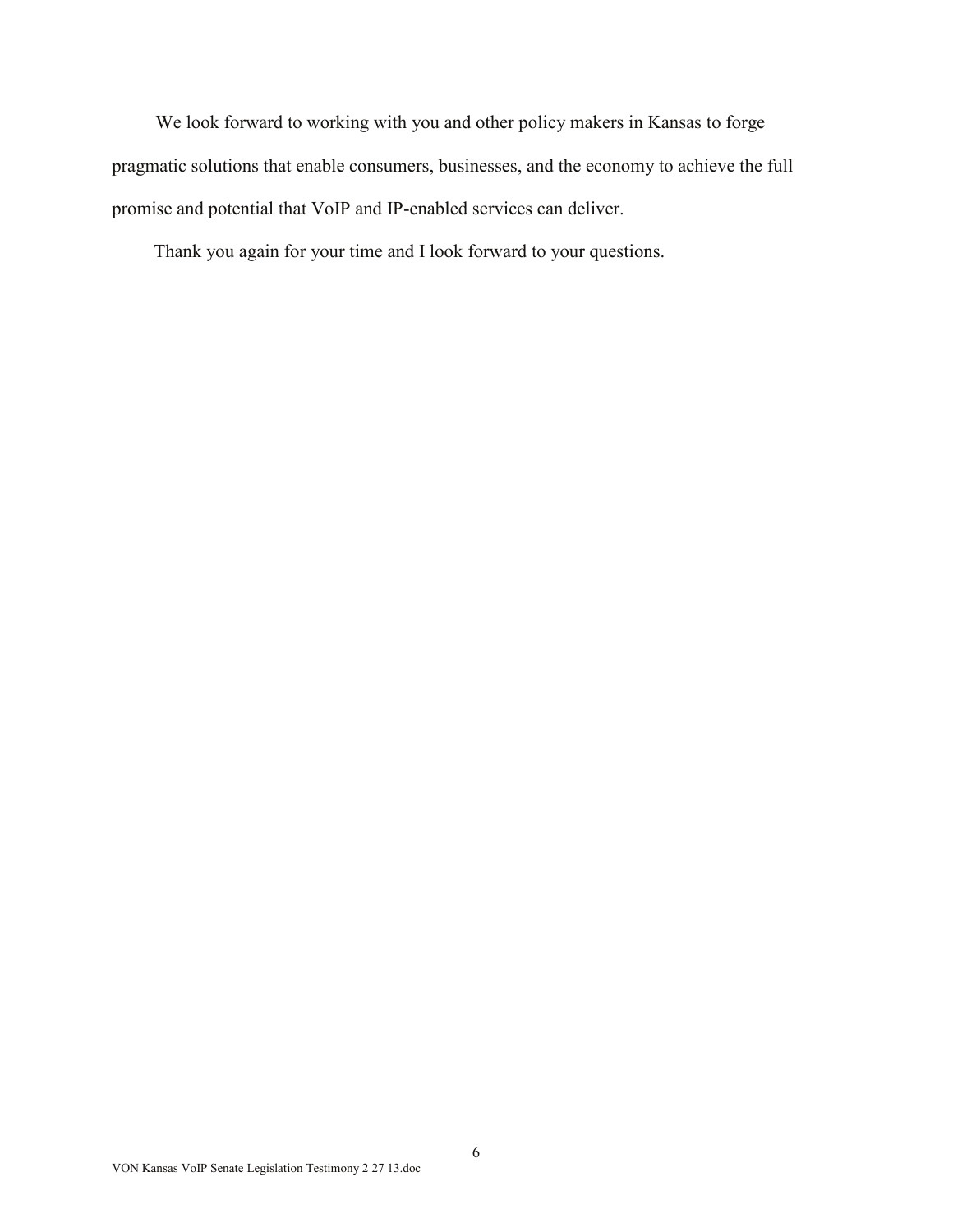We look forward to working with you and other policy makers in Kansas to forge pragmatic solutions that enable consumers, businesses, and the economy to achieve the full promise and potential that VoIP and IP-enabled services can deliver.

Thank you again for your time and I look forward to your questions.